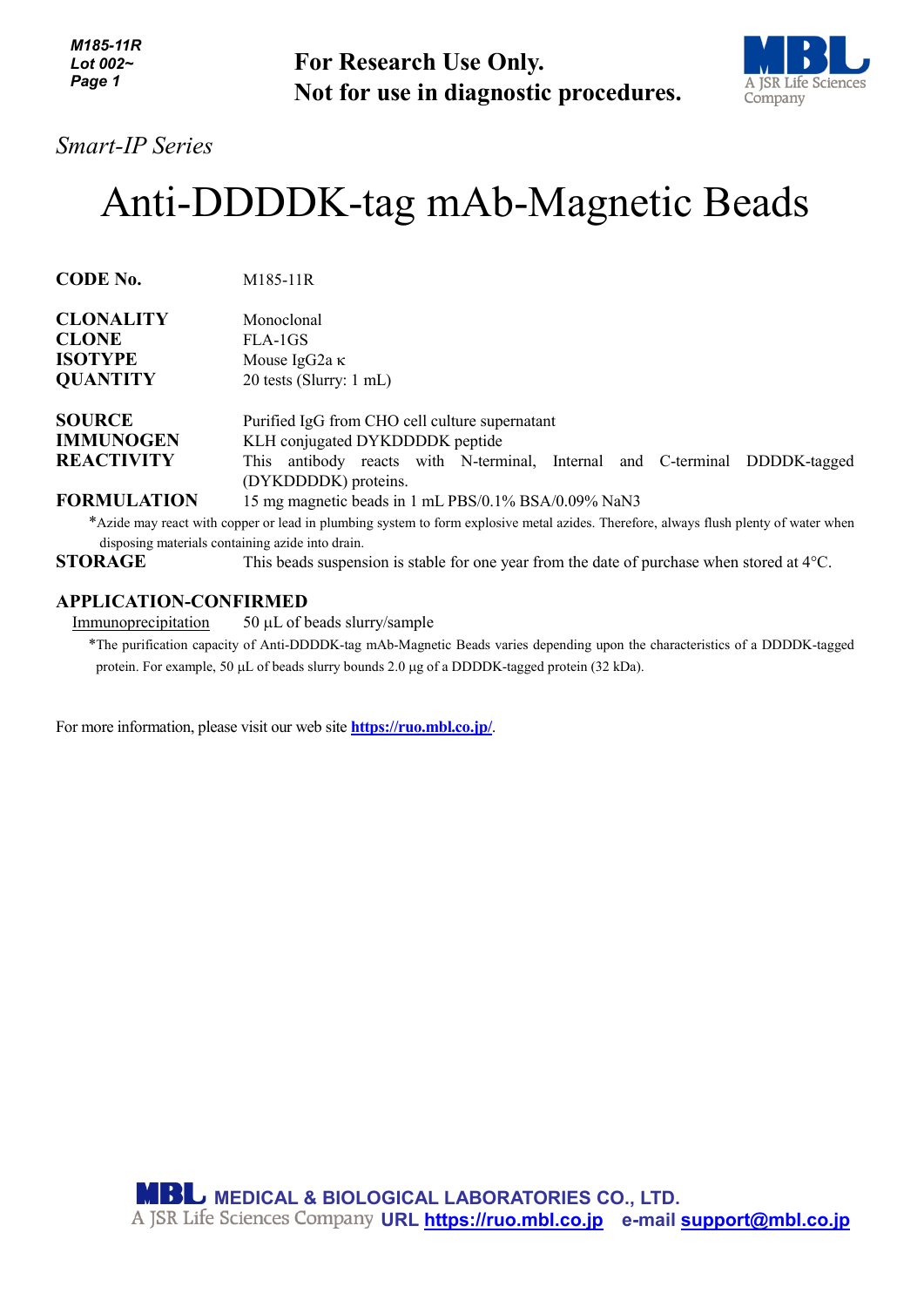**For Research Use Only.**
**Not for use in diagnostic procedures.**

*Smart-IP Series*

# Anti-DDDDK-tag mAb-Magnetic Beads

| | |
|---|---|
| **CODE No.** | M185-11R |
| **CLONALITY** | Monoclonal |
| **CLONE** | FLA-1GS |
| **ISOTYPE** | Mouse IgG2a κ |
| **QUANTITY** | 20 tests (Slurry: 1 mL) |
| **SOURCE** | Purified IgG from CHO cell culture supernatant |
| **IMMUNOGEN** | KLH conjugated DYKDDDDK peptide |
| **REACTIVITY** | This antibody reacts with N-terminal, Internal and C-terminal DDDDK-tagged (DYKDDDDK) proteins. |
| **FORMULATION** | 15 mg magnetic beads in 1 mL PBS/0.1% BSA/0.09% $NaN_3$ |

*Azide may react with copper or lead in plumbing system to form explosive metal azides. Therefore, always flush plenty of water when disposing materials containing azide into drain.

**STORAGE** This beads suspension is stable for one year from the date of purchase when stored at 4°C.

## APPLICATION-CONFIRMED

Immunoprecipitation 50 µL of beads slurry/sample

*The purification capacity of Anti-DDDDK-tag mAb-Magnetic Beads varies depending upon the characteristics of a DDDDK-tagged protein. For example, 50 µL of beads slurry bounds 2.0 µg of a DDDDK-tagged protein (32 kDa).

For more information, please visit our web site **https://ruo.mbl.co.jp/**.

**MEDICAL & BIOLOGICAL LABORATORIES CO., LTD.**
A JSR Life Sciences Company URL https://ruo.mbl.co.jp e-mail support@mbl.co.jp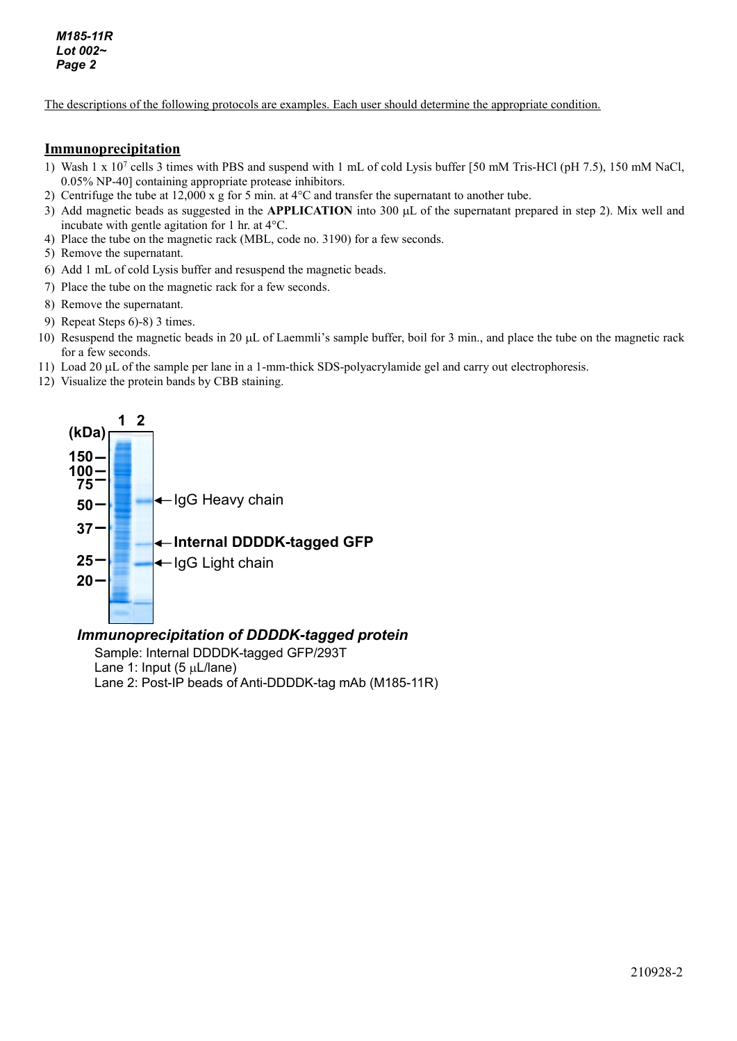The descriptions of the following protocols are examples. Each user should determine the appropriate condition.

## Immunoprecipitation

1) Wash 1 x $10^7$ cells 3 times with PBS and suspend with 1 mL of cold Lysis buffer [50 mM Tris-HCl (pH 7.5), 150 mM NaCl, 0.05% NP-40] containing appropriate protease inhibitors.
2) Centrifuge the tube at 12,000 x g for 5 min. at 4°C and transfer the supernatant to another tube.
3) Add magnetic beads as suggested in the **APPLICATION** into 300 μL of the supernatant prepared in step 2). Mix well and incubate with gentle agitation for 1 hr. at 4°C.
4) Place the tube on the magnetic rack (MBL, code no. 3190) for a few seconds.
5) Remove the supernatant.
6) Add 1 mL of cold Lysis buffer and resuspend the magnetic beads.
7) Place the tube on the magnetic rack for a few seconds.
8) Remove the supernatant.
9) Repeat Steps 6)-8) 3 times.
10) Resuspend the magnetic beads in 20 μL of Laemmli's sample buffer, boil for 3 min., and place the tube on the magnetic rack for a few seconds.
11) Load 20 μL of the sample per lane in a 1-mm-thick SDS-polyacrylamide gel and carry out electrophoresis.
12) Visualize the protein bands by CBB staining.

1 2
(kDa)
150
100
75
50
37
25
20
IgG Heavy chain
**Internal DDDDK-tagged GFP**
IgG Light chain

***Immunoprecipitation of DDDDK-tagged protein***

Sample: Internal DDDDK-tagged GFP/293T
Lane 1: Input (5 μL/lane)
Lane 2: Post-IP beads of Anti-DDDDK-tag mAb (M185-11R)